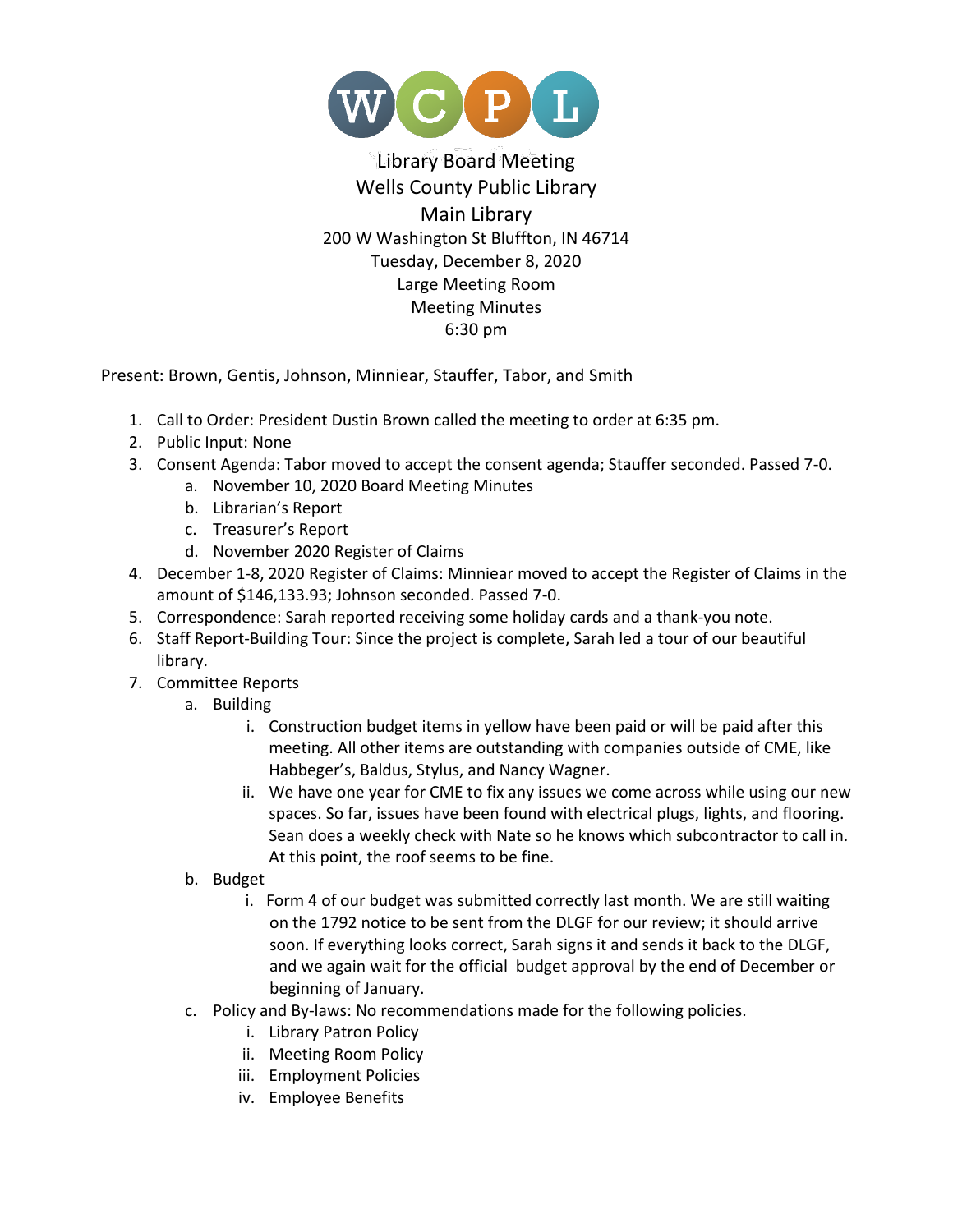WCPL

# Library Board Meeting
## Wells County Public Library
## Main Library

200 W Washington St Bluffton, IN 46714
Tuesday, December 8, 2020
Large Meeting Room
Meeting Minutes
6:30 pm

Present: Brown, Gentis, Johnson, Minniear, Stauffer, Tabor, and Smith

1. Call to Order: President Dustin Brown called the meeting to order at 6:35 pm.
2. Public Input: None
3. Consent Agenda: Tabor moved to accept the consent agenda; Stauffer seconded. Passed 7-0.
   a. November 10, 2020 Board Meeting Minutes
   b. Librarian's Report
   c. Treasurer's Report
   d. November 2020 Register of Claims
4. December 1-8, 2020 Register of Claims: Minniear moved to accept the Register of Claims in the amount of $146,133.93; Johnson seconded. Passed 7-0.
5. Correspondence: Sarah reported receiving some holiday cards and a thank-you note.
6. Staff Report-Building Tour: Since the project is complete, Sarah led a tour of our beautiful library.
7. Committee Reports
   a. Building
      i. Construction budget items in yellow have been paid or will be paid after this meeting. All other items are outstanding with companies outside of CME, like Habbeger's, Baldus, Stylus, and Nancy Wagner.
      ii. We have one year for CME to fix any issues we come across while using our new spaces. So far, issues have been found with electrical plugs, lights, and flooring. Sean does a weekly check with Nate so he knows which subcontractor to call in. At this point, the roof seems to be fine.
   b. Budget
      i. Form 4 of our budget was submitted correctly last month. We are still waiting on the 1792 notice to be sent from the DLGF for our review; it should arrive soon. If everything looks correct, Sarah signs it and sends it back to the DLGF, and we again wait for the official budget approval by the end of December or beginning of January.
   c. Policy and By-laws: No recommendations made for the following policies.
      i. Library Patron Policy
      ii. Meeting Room Policy
      iii. Employment Policies
      iv. Employee Benefits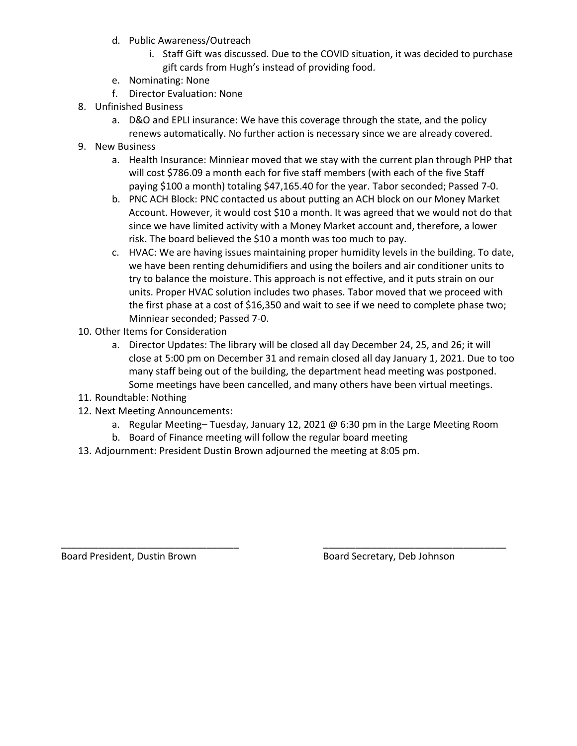d. Public Awareness/Outreach
      i. Staff Gift was discussed. Due to the COVID situation, it was decided to purchase gift cards from Hugh's instead of providing food.
   e. Nominating: None
   f. Director Evaluation: None

8. Unfinished Business
   a. D&O and EPLI insurance: We have this coverage through the state, and the policy renews automatically. No further action is necessary since we are already covered.

9. New Business
   a. Health Insurance: Minniear moved that we stay with the current plan through PHP that will cost $786.09 a month each for five staff members (with each of the five Staff paying $100 a month) totaling $47,165.40 for the year. Tabor seconded; Passed 7-0.
   b. PNC ACH Block: PNC contacted us about putting an ACH block on our Money Market Account. However, it would cost $10 a month. It was agreed that we would not do that since we have limited activity with a Money Market account and, therefore, a lower risk. The board believed the $10 a month was too much to pay.
   c. HVAC: We are having issues maintaining proper humidity levels in the building. To date, we have been renting dehumidifiers and using the boilers and air conditioner units to try to balance the moisture. This approach is not effective, and it puts strain on our units. Proper HVAC solution includes two phases. Tabor moved that we proceed with the first phase at a cost of $16,350 and wait to see if we need to complete phase two; Minniear seconded; Passed 7-0.

10. Other Items for Consideration
    a. Director Updates: The library will be closed all day December 24, 25, and 26; it will close at 5:00 pm on December 31 and remain closed all day January 1, 2021. Due to too many staff being out of the building, the department head meeting was postponed. Some meetings have been cancelled, and many others have been virtual meetings.

11. Roundtable: Nothing

12. Next Meeting Announcements:
    a. Regular Meeting– Tuesday, January 12, 2021 @ 6:30 pm in the Large Meeting Room
    b. Board of Finance meeting will follow the regular board meeting

13. Adjournment: President Dustin Brown adjourned the meeting at 8:05 pm.

_________________________________ 
Board President, Dustin Brown

_________________________________ 
Board Secretary, Deb Johnson